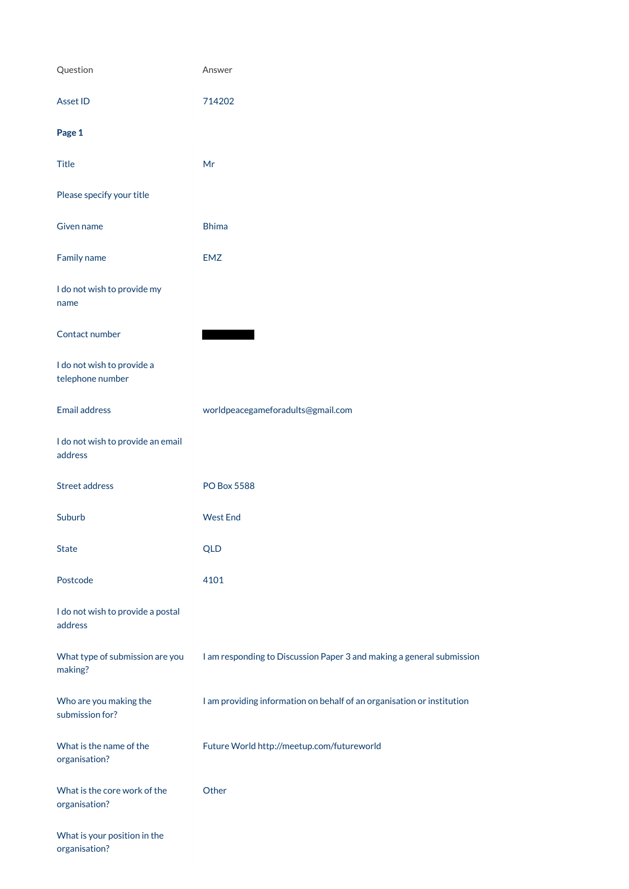| Question | Answer |
| --- | --- |
| Asset ID | 714202 |
| **Page 1** | |
| Title | Mr |
| Please specify your title | |
| Given name | Bhima |
| Family name | EMZ |
| I do not wish to provide my name | |
| Contact number | |
| I do not wish to provide a telephone number | |
| Email address | worldpeacegameforadults@gmail.com |
| I do not wish to provide an email address | |
| Street address | PO Box 5588 |
| Suburb | West End |
| State | QLD |
| Postcode | 4101 |
| I do not wish to provide a postal address | |
| What type of submission are you making? | I am responding to Discussion Paper 3 and making a general submission |
| Who are you making the submission for? | I am providing information on behalf of an organisation or institution |
| What is the name of the organisation? | Future World http://meetup.com/futureworld |
| What is the core work of the organisation? | Other |
| What is your position in the organisation? | |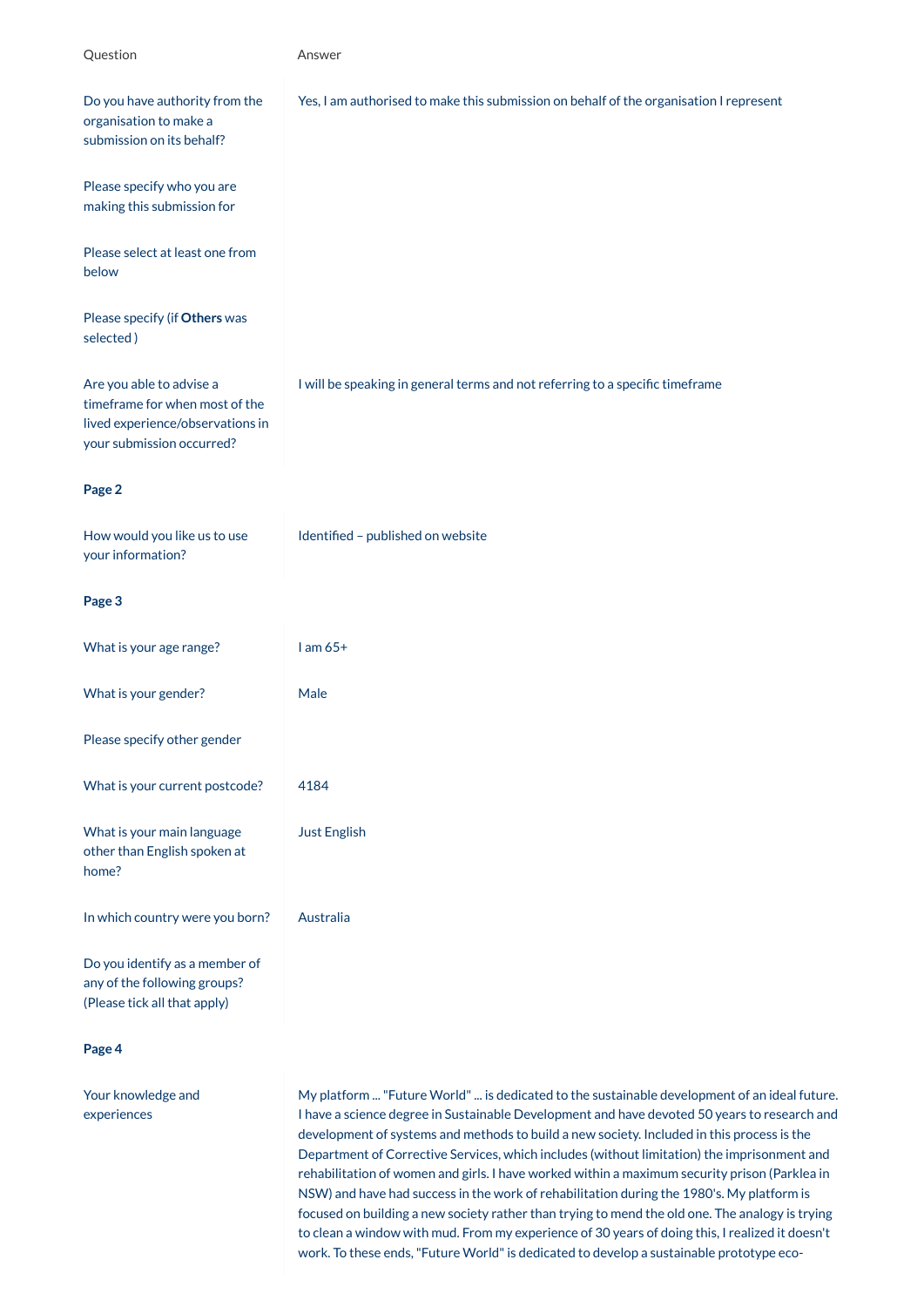| Question | Answer |
| --- | --- |
| Do you have authority from the organisation to make a submission on its behalf? | Yes, I am authorised to make this submission on behalf of the organisation I represent |
| Please specify who you are making this submission for | |
| Please select at least one from below | |
| Please specify (if **Others** was selected ) | |
| Are you able to advise a timeframe for when most of the lived experience/observations in your submission occurred? | I will be speaking in general terms and not referring to a specific timeframe |

**Page 2**

| Question | Answer |
| --- | --- |
| How would you like us to use your information? | Identified – published on website |

**Page 3**

| Question | Answer |
| --- | --- |
| What is your age range? | I am 65+ |
| What is your gender? | Male |
| Please specify other gender | |
| What is your current postcode? | 4184 |
| What is your main language other than English spoken at home? | Just English |
| In which country were you born? | Australia |
| Do you identify as a member of any of the following groups? (Please tick all that apply) | |

**Page 4**

| Question | Answer |
| --- | --- |
| Your knowledge and experiences | My platform ... "Future World" ... is dedicated to the sustainable development of an ideal future. I have a science degree in Sustainable Development and have devoted 50 years to research and development of systems and methods to build a new society. Included in this process is the Department of Corrective Services, which includes (without limitation) the imprisonment and rehabilitation of women and girls. I have worked within a maximum security prison (Parklea in NSW) and have had success in the work of rehabilitation during the 1980's. My platform is focused on building a new society rather than trying to mend the old one. The analogy is trying to clean a window with mud. From my experience of 30 years of doing this, I realized it doesn't work. To these ends, "Future World" is dedicated to develop a sustainable prototype eco- |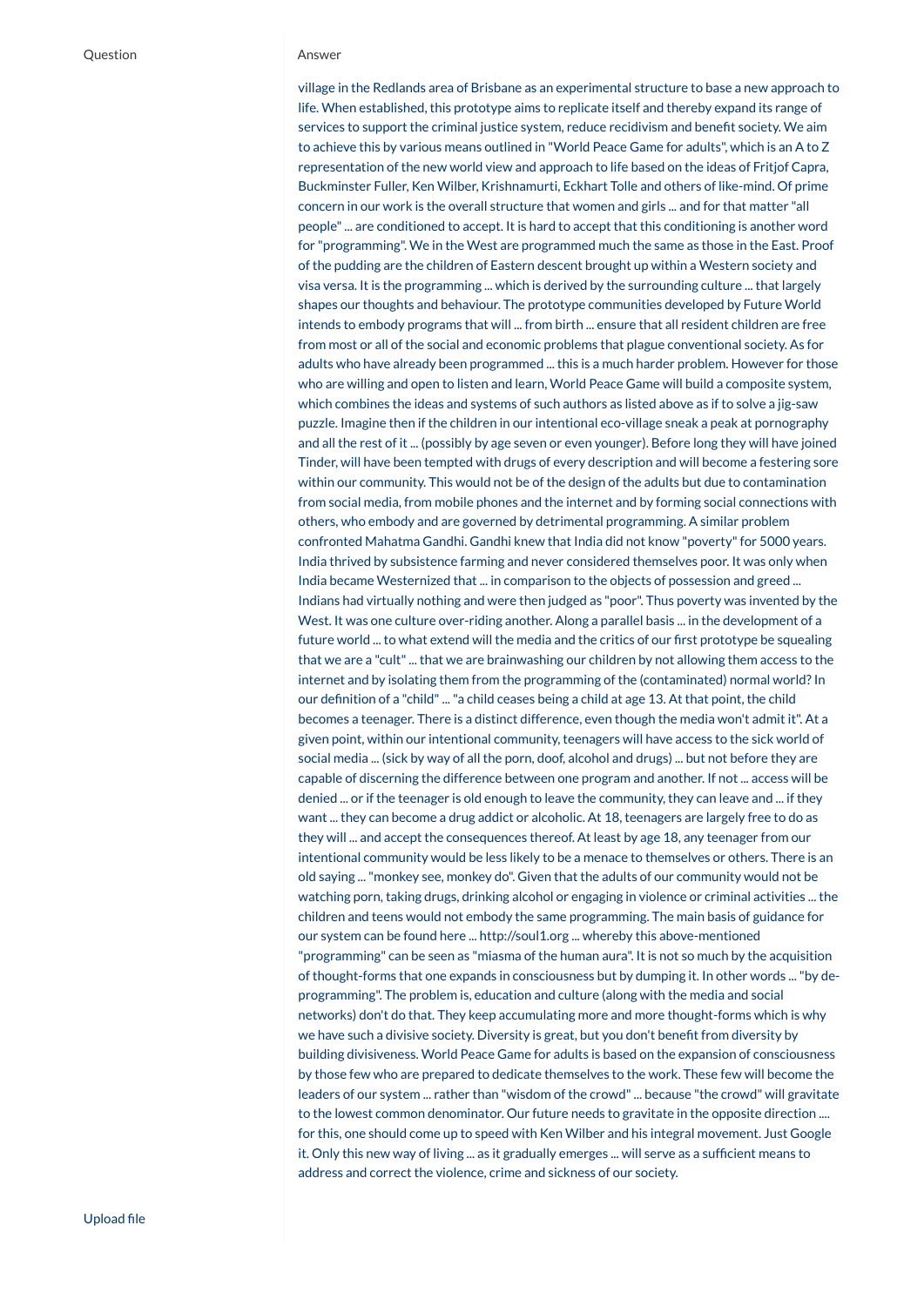| Question | Answer |
|---|---|
| | village in the Redlands area of Brisbane as an experimental structure to base a new approach to life. When established, this prototype aims to replicate itself and thereby expand its range of services to support the criminal justice system, reduce recidivism and benefit society. We aim to achieve this by various means outlined in "World Peace Game for adults", which is an A to Z representation of the new world view and approach to life based on the ideas of Fritjof Capra, Buckminster Fuller, Ken Wilber, Krishnamurti, Eckhart Tolle and others of like-mind. Of prime concern in our work is the overall structure that women and girls ... and for that matter "all people" ... are conditioned to accept. It is hard to accept that this conditioning is another word for "programming". We in the West are programmed much the same as those in the East. Proof of the pudding are the children of Eastern descent brought up within a Western society and visa versa. It is the programming ... which is derived by the surrounding culture ... that largely shapes our thoughts and behaviour. The prototype communities developed by Future World intends to embody programs that will ... from birth ... ensure that all resident children are free from most or all of the social and economic problems that plague conventional society. As for adults who have already been programmed ... this is a much harder problem. However for those who are willing and open to listen and learn, World Peace Game will build a composite system, which combines the ideas and systems of such authors as listed above as if to solve a jig-saw puzzle. Imagine then if the children in our intentional eco-village sneak a peak at pornography and all the rest of it ... (possibly by age seven or even younger). Before long they will have joined Tinder, will have been tempted with drugs of every description and will become a festering sore within our community. This would not be of the design of the adults but due to contamination from social media, from mobile phones and the internet and by forming social connections with others, who embody and are governed by detrimental programming. A similar problem confronted Mahatma Gandhi. Gandhi knew that India did not know "poverty" for 5000 years. India thrived by subsistence farming and never considered themselves poor. It was only when India became Westernized that ... in comparison to the objects of possession and greed ... Indians had virtually nothing and were then judged as "poor". Thus poverty was invented by the West. It was one culture over-riding another. Along a parallel basis ... in the development of a future world ... to what extend will the media and the critics of our first prototype be squealing that we are a "cult" ... that we are brainwashing our children by not allowing them access to the internet and by isolating them from the programming of the (contaminated) normal world? In our definition of a "child" ... "a child ceases being a child at age 13. At that point, the child becomes a teenager. There is a distinct difference, even though the media won't admit it". At a given point, within our intentional community, teenagers will have access to the sick world of social media ... (sick by way of all the porn, doof, alcohol and drugs) ... but not before they are capable of discerning the difference between one program and another. If not ... access will be denied ... or if the teenager is old enough to leave the community, they can leave and ... if they want ... they can become a drug addict or alcoholic. At 18, teenagers are largely free to do as they will ... and accept the consequences thereof. At least by age 18, any teenager from our intentional community would be less likely to be a menace to themselves or others. There is an old saying ... "monkey see, monkey do". Given that the adults of our community would not be watching porn, taking drugs, drinking alcohol or engaging in violence or criminal activities ... the children and teens would not embody the same programming. The main basis of guidance for our system can be found here ... http://soul1.org ... whereby this above-mentioned "programming" can be seen as "miasma of the human aura". It is not so much by the acquisition of thought-forms that one expands in consciousness but by dumping it. In other words ... "by de-programming". The problem is, education and culture (along with the media and social networks) don't do that. They keep accumulating more and more thought-forms which is why we have such a divisive society. Diversity is great, but you don't benefit from diversity by building divisiveness. World Peace Game for adults is based on the expansion of consciousness by those few who are prepared to dedicate themselves to the work. These few will become the leaders of our system ... rather than "wisdom of the crowd" ... because "the crowd" will gravitate to the lowest common denominator. Our future needs to gravitate in the opposite direction .... for this, one should come up to speed with Ken Wilber and his integral movement. Just Google it. Only this new way of living ... as it gradually emerges ... will serve as a sufficient means to address and correct the violence, crime and sickness of our society. |
| Upload file | |